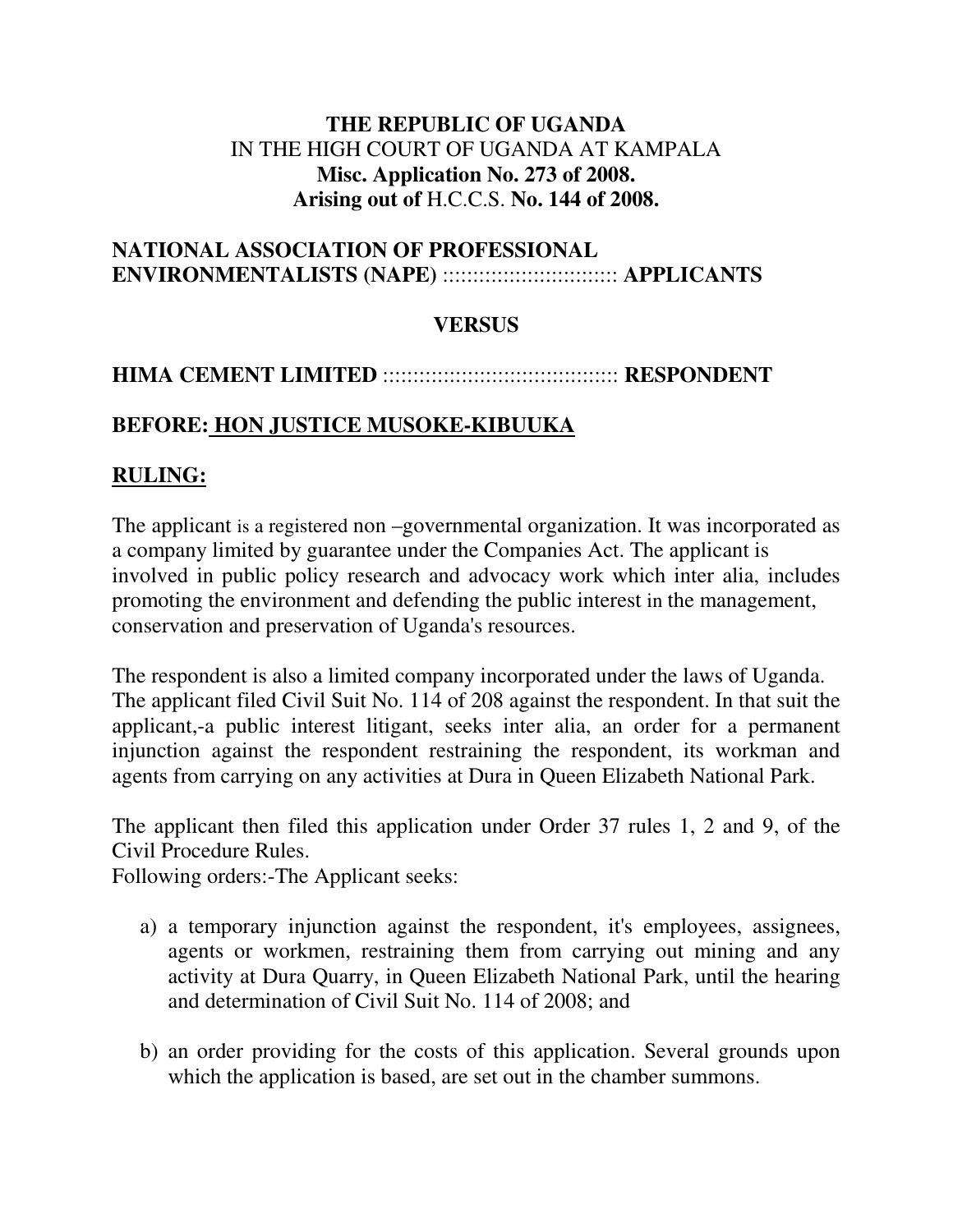**THE REPUBLIC OF UGANDA**
IN THE HIGH COURT OF UGANDA AT KAMPALA
**Misc. Application No. 273 of 2008.**
**Arising out of** H.C.C.S. **No. 144 of 2008.**

**NATIONAL ASSOCIATION OF PROFESSIONAL ENVIRONMENTALISTS (NAPE)** :::::::::::::::::::::::::::::: **APPLICANTS**

**VERSUS**

**HIMA CEMENT LIMITED** ::::::::::::::::::::::::::::::::::::::::: **RESPONDENT**

**BEFORE: HON JUSTICE MUSOKE-KIBUUKA**

**RULING:**

The applicant is a registered non –governmental organization. It was incorporated as a company limited by guarantee under the Companies Act. The applicant is involved in public policy research and advocacy work which inter alia, includes promoting the environment and defending the public interest in the management, conservation and preservation of Uganda's resources.

The respondent is also a limited company incorporated under the laws of Uganda. The applicant filed Civil Suit No. 114 of 208 against the respondent. In that suit the applicant,-a public interest litigant, seeks inter alia, an order for a permanent injunction against the respondent restraining the respondent, its workman and agents from carrying on any activities at Dura in Queen Elizabeth National Park.

The applicant then filed this application under Order 37 rules 1, 2 and 9, of the Civil Procedure Rules.
Following orders:-The Applicant seeks:

a) a temporary injunction against the respondent, it's employees, assignees, agents or workmen, restraining them from carrying out mining and any activity at Dura Quarry, in Queen Elizabeth National Park, until the hearing and determination of Civil Suit No. 114 of 2008; and

b) an order providing for the costs of this application. Several grounds upon which the application is based, are set out in the chamber summons.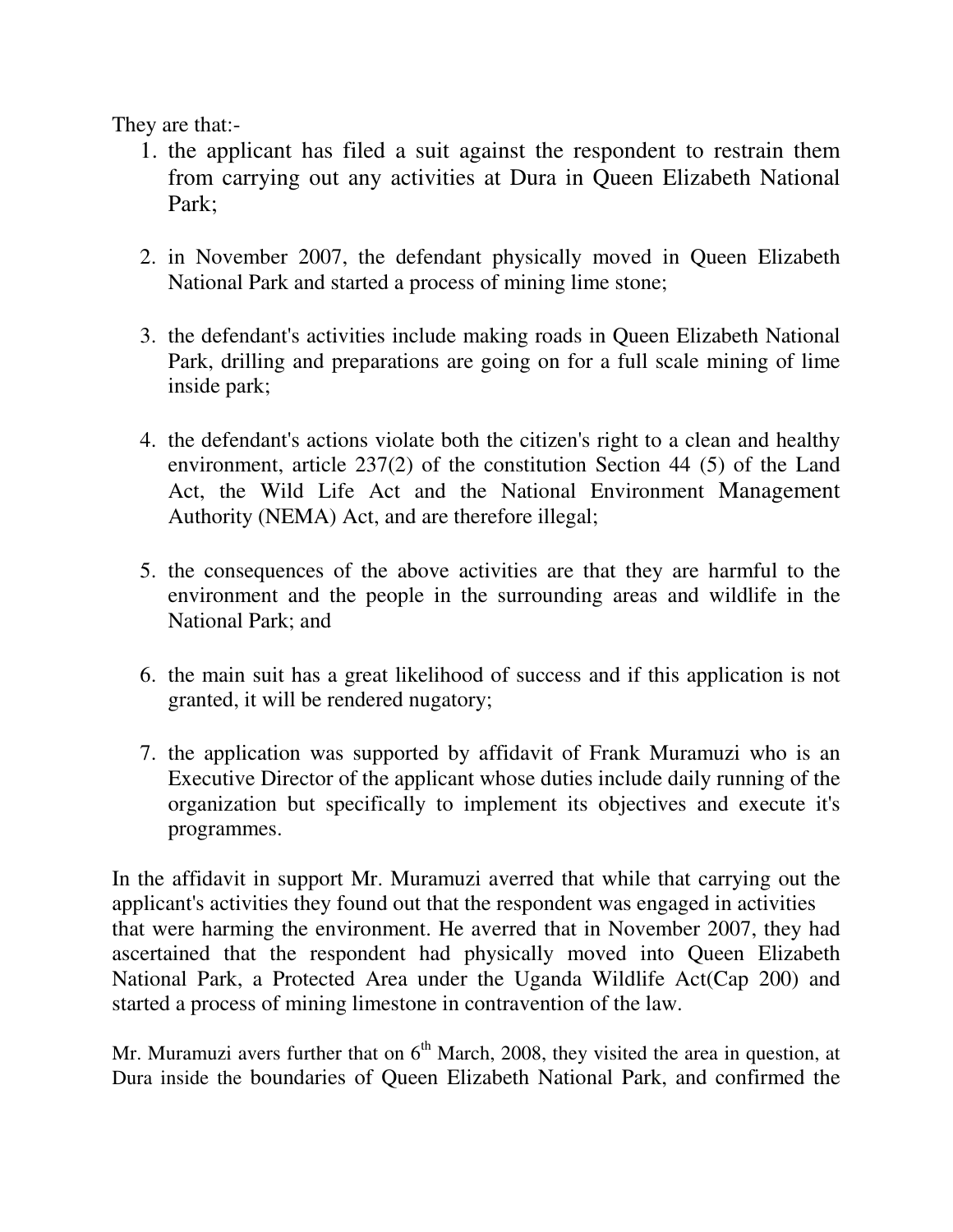They are that:-

1. the applicant has filed a suit against the respondent to restrain them from carrying out any activities at Dura in Queen Elizabeth National Park;

2. in November 2007, the defendant physically moved in Queen Elizabeth National Park and started a process of mining lime stone;

3. the defendant's activities include making roads in Queen Elizabeth National Park, drilling and preparations are going on for a full scale mining of lime inside park;

4. the defendant's actions violate both the citizen's right to a clean and healthy environment, article 237(2) of the constitution Section 44 (5) of the Land Act, the Wild Life Act and the National Environment Management Authority (NEMA) Act, and are therefore illegal;

5. the consequences of the above activities are that they are harmful to the environment and the people in the surrounding areas and wildlife in the National Park; and

6. the main suit has a great likelihood of success and if this application is not granted, it will be rendered nugatory;

7. the application was supported by affidavit of Frank Muramuzi who is an Executive Director of the applicant whose duties include daily running of the organization but specifically to implement its objectives and execute it's programmes.

In the affidavit in support Mr. Muramuzi averred that while that carrying out the applicant's activities they found out that the respondent was engaged in activities that were harming the environment. He averred that in November 2007, they had ascertained that the respondent had physically moved into Queen Elizabeth National Park, a Protected Area under the Uganda Wildlife Act(Cap 200) and started a process of mining limestone in contravention of the law.

Mr. Muramuzi avers further that on 6th March, 2008, they visited the area in question, at Dura inside the boundaries of Queen Elizabeth National Park, and confirmed the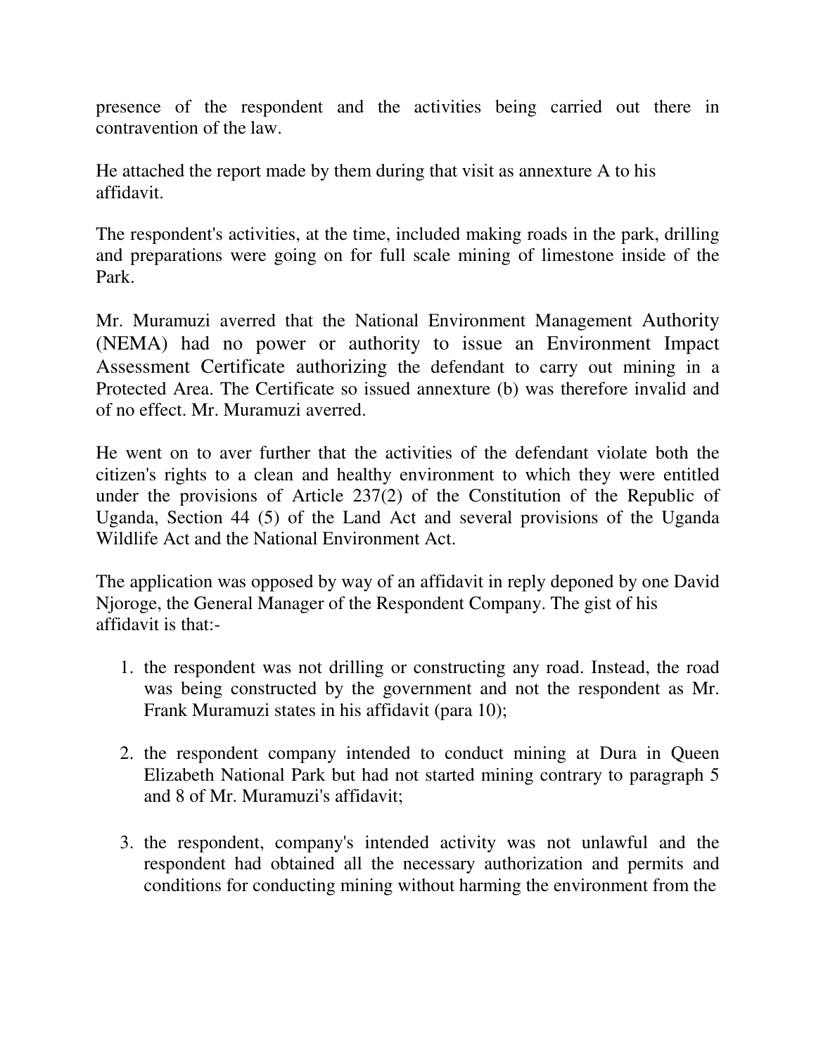presence of the respondent and the activities being carried out there in contravention of the law.

He attached the report made by them during that visit as annexture A to his affidavit.

The respondent's activities, at the time, included making roads in the park, drilling and preparations were going on for full scale mining of limestone inside of the Park.

Mr. Muramuzi averred that the National Environment Management Authority (NEMA) had no power or authority to issue an Environment Impact Assessment Certificate authorizing the defendant to carry out mining in a Protected Area. The Certificate so issued annexture (b) was therefore invalid and of no effect. Mr. Muramuzi averred.

He went on to aver further that the activities of the defendant violate both the citizen's rights to a clean and healthy environment to which they were entitled under the provisions of Article 237(2) of the Constitution of the Republic of Uganda, Section 44 (5) of the Land Act and several provisions of the Uganda Wildlife Act and the National Environment Act.

The application was opposed by way of an affidavit in reply deponed by one David Njoroge, the General Manager of the Respondent Company. The gist of his affidavit is that:-

1. the respondent was not drilling or constructing any road. Instead, the road was being constructed by the government and not the respondent as Mr. Frank Muramuzi states in his affidavit (para 10);

2. the respondent company intended to conduct mining at Dura in Queen Elizabeth National Park but had not started mining contrary to paragraph 5 and 8 of Mr. Muramuzi's affidavit;

3. the respondent, company's intended activity was not unlawful and the respondent had obtained all the necessary authorization and permits and conditions for conducting mining without harming the environment from the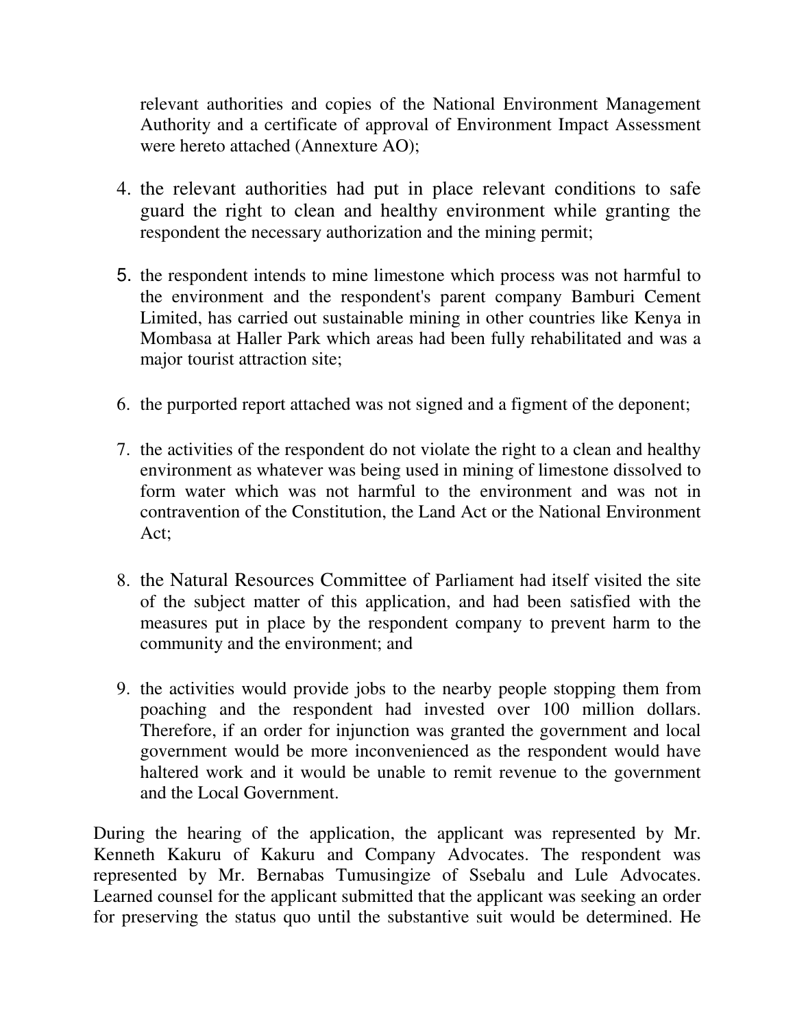relevant authorities and copies of the National Environment Management Authority and a certificate of approval of Environment Impact Assessment were hereto attached (Annexture AO);

4. the relevant authorities had put in place relevant conditions to safe guard the right to clean and healthy environment while granting the respondent the necessary authorization and the mining permit;

5. the respondent intends to mine limestone which process was not harmful to the environment and the respondent's parent company Bamburi Cement Limited, has carried out sustainable mining in other countries like Kenya in Mombasa at Haller Park which areas had been fully rehabilitated and was a major tourist attraction site;

6. the purported report attached was not signed and a figment of the deponent;

7. the activities of the respondent do not violate the right to a clean and healthy environment as whatever was being used in mining of limestone dissolved to form water which was not harmful to the environment and was not in contravention of the Constitution, the Land Act or the National Environment Act;

8. the Natural Resources Committee of Parliament had itself visited the site of the subject matter of this application, and had been satisfied with the measures put in place by the respondent company to prevent harm to the community and the environment; and

9. the activities would provide jobs to the nearby people stopping them from poaching and the respondent had invested over 100 million dollars. Therefore, if an order for injunction was granted the government and local government would be more inconvenienced as the respondent would have haltered work and it would be unable to remit revenue to the government and the Local Government.

During the hearing of the application, the applicant was represented by Mr. Kenneth Kakuru of Kakuru and Company Advocates. The respondent was represented by Mr. Bernabas Tumusingize of Ssebalu and Lule Advocates. Learned counsel for the applicant submitted that the applicant was seeking an order for preserving the status quo until the substantive suit would be determined. He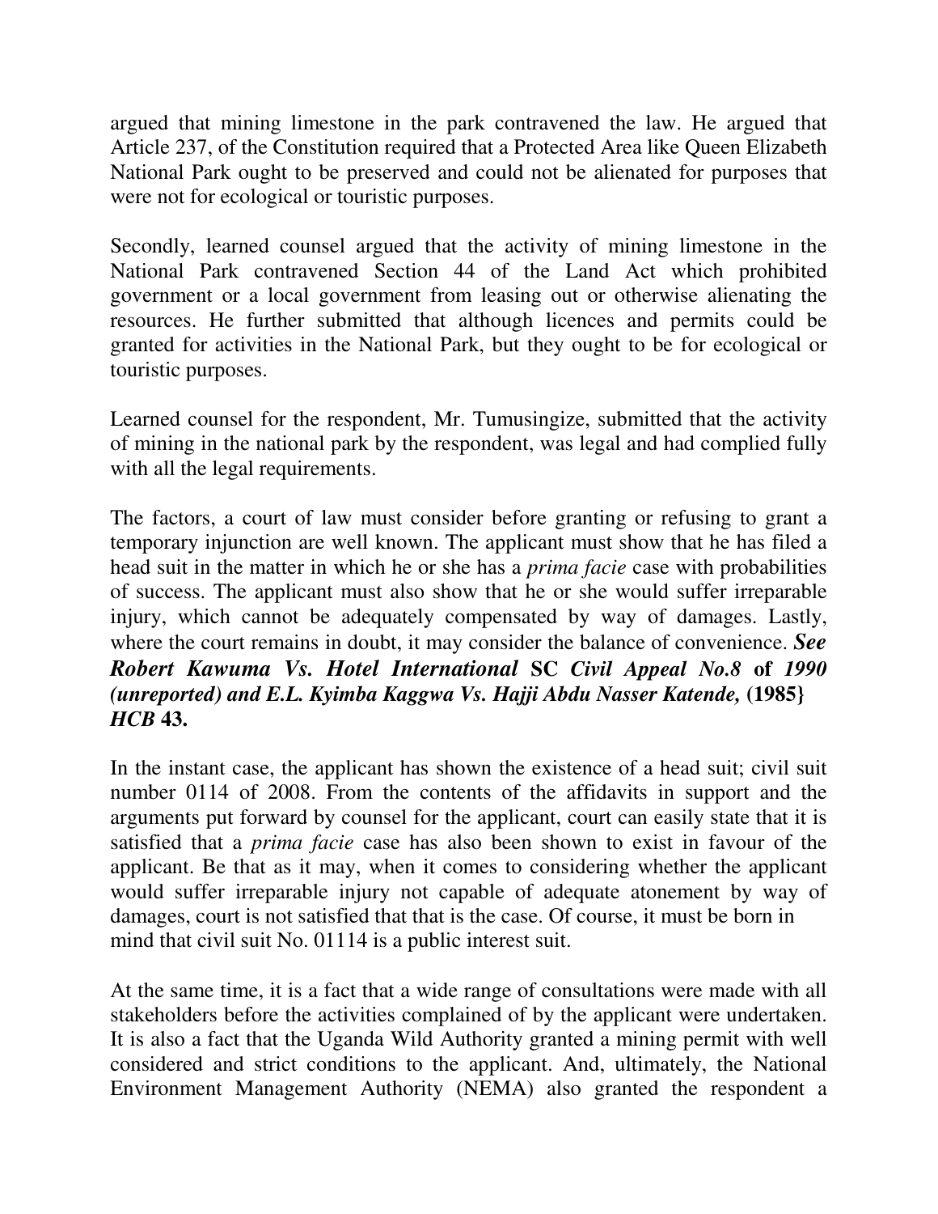argued that mining limestone in the park contravened the law. He argued that Article 237, of the Constitution required that a Protected Area like Queen Elizabeth National Park ought to be preserved and could not be alienated for purposes that were not for ecological or touristic purposes.

Secondly, learned counsel argued that the activity of mining limestone in the National Park contravened Section 44 of the Land Act which prohibited government or a local government from leasing out or otherwise alienating the resources. He further submitted that although licences and permits could be granted for activities in the National Park, but they ought to be for ecological or touristic purposes.

Learned counsel for the respondent, Mr. Tumusingize, submitted that the activity of mining in the national park by the respondent, was legal and had complied fully with all the legal requirements.

The factors, a court of law must consider before granting or refusing to grant a temporary injunction are well known. The applicant must show that he has filed a head suit in the matter in which he or she has a *prima facie* case with probabilities of success. The applicant must also show that he or she would suffer irreparable injury, which cannot be adequately compensated by way of damages. Lastly, where the court remains in doubt, it may consider the balance of convenience. ***See Robert Kawuma Vs. Hotel International* SC *Civil Appeal No.8* of *1990 (unreported) and E.L. Kyimba Kaggwa Vs. Hajji Abdu Nasser Katende,* (1985} *HCB* 43.**

In the instant case, the applicant has shown the existence of a head suit; civil suit number 0114 of 2008. From the contents of the affidavits in support and the arguments put forward by counsel for the applicant, court can easily state that it is satisfied that a *prima facie* case has also been shown to exist in favour of the applicant. Be that as it may, when it comes to considering whether the applicant would suffer irreparable injury not capable of adequate atonement by way of damages, court is not satisfied that that is the case. Of course, it must be born in mind that civil suit No. 01114 is a public interest suit.

At the same time, it is a fact that a wide range of consultations were made with all stakeholders before the activities complained of by the applicant were undertaken. It is also a fact that the Uganda Wild Authority granted a mining permit with well considered and strict conditions to the applicant. And, ultimately, the National Environment Management Authority (NEMA) also granted the respondent a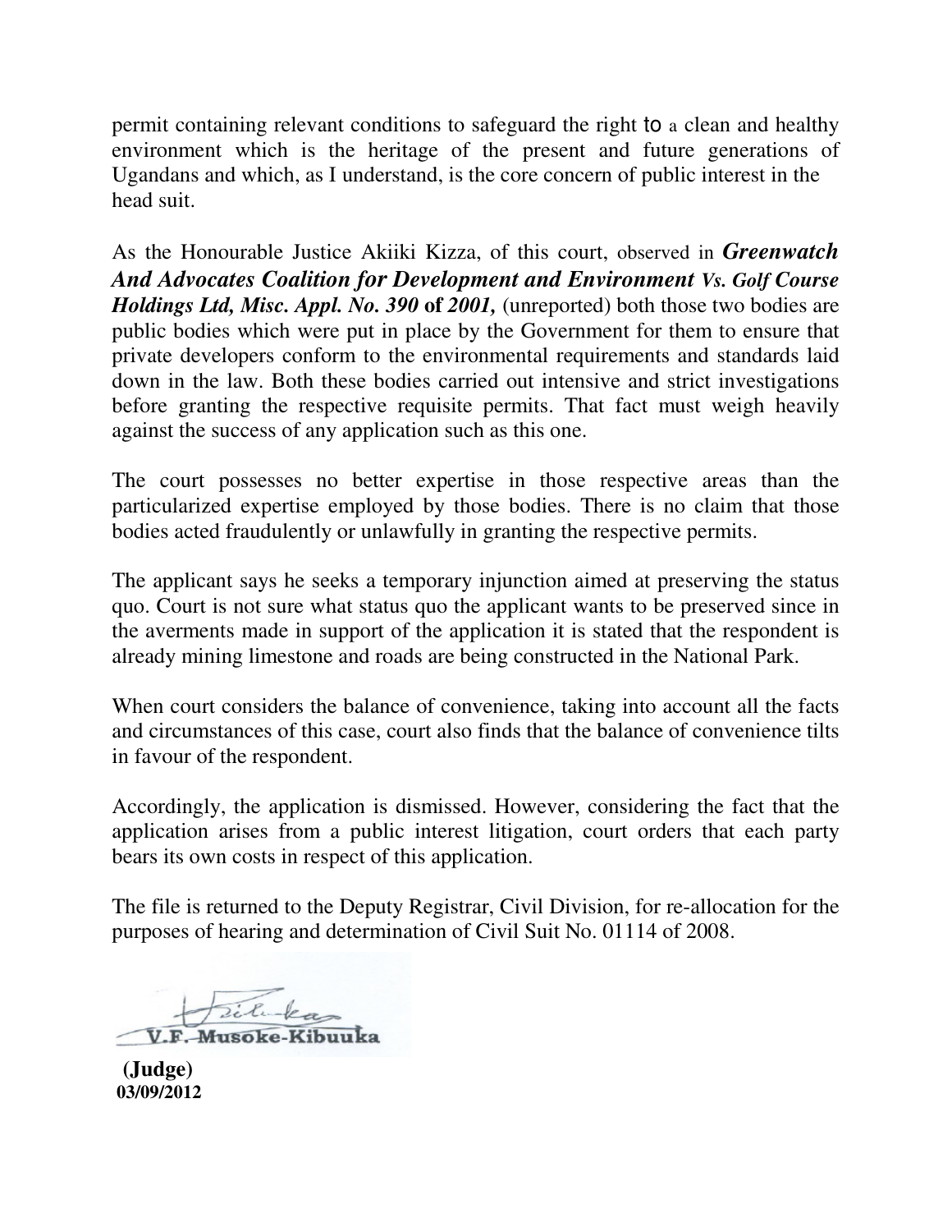permit containing relevant conditions to safeguard the right to a clean and healthy environment which is the heritage of the present and future generations of Ugandans and which, as I understand, is the core concern of public interest in the head suit.

As the Honourable Justice Akiiki Kizza, of this court, observed in ***Greenwatch And Advocates Coalition for Development and Environment Vs. Golf Course Holdings Ltd, Misc. Appl. No. 390* of *2001,*** (unreported) both those two bodies are public bodies which were put in place by the Government for them to ensure that private developers conform to the environmental requirements and standards laid down in the law. Both these bodies carried out intensive and strict investigations before granting the respective requisite permits. That fact must weigh heavily against the success of any application such as this one.

The court possesses no better expertise in those respective areas than the particularized expertise employed by those bodies. There is no claim that those bodies acted fraudulently or unlawfully in granting the respective permits.

The applicant says he seeks a temporary injunction aimed at preserving the status quo. Court is not sure what status quo the applicant wants to be preserved since in the averments made in support of the application it is stated that the respondent is already mining limestone and roads are being constructed in the National Park.

When court considers the balance of convenience, taking into account all the facts and circumstances of this case, court also finds that the balance of convenience tilts in favour of the respondent.

Accordingly, the application is dismissed. However, considering the fact that the application arises from a public interest litigation, court orders that each party bears its own costs in respect of this application.

The file is returned to the Deputy Registrar, Civil Division, for re-allocation for the purposes of hearing and determination of Civil Suit No. 01114 of 2008.

V.F. Musoke-Kibuuka

**(Judge)**
**03/09/2012**